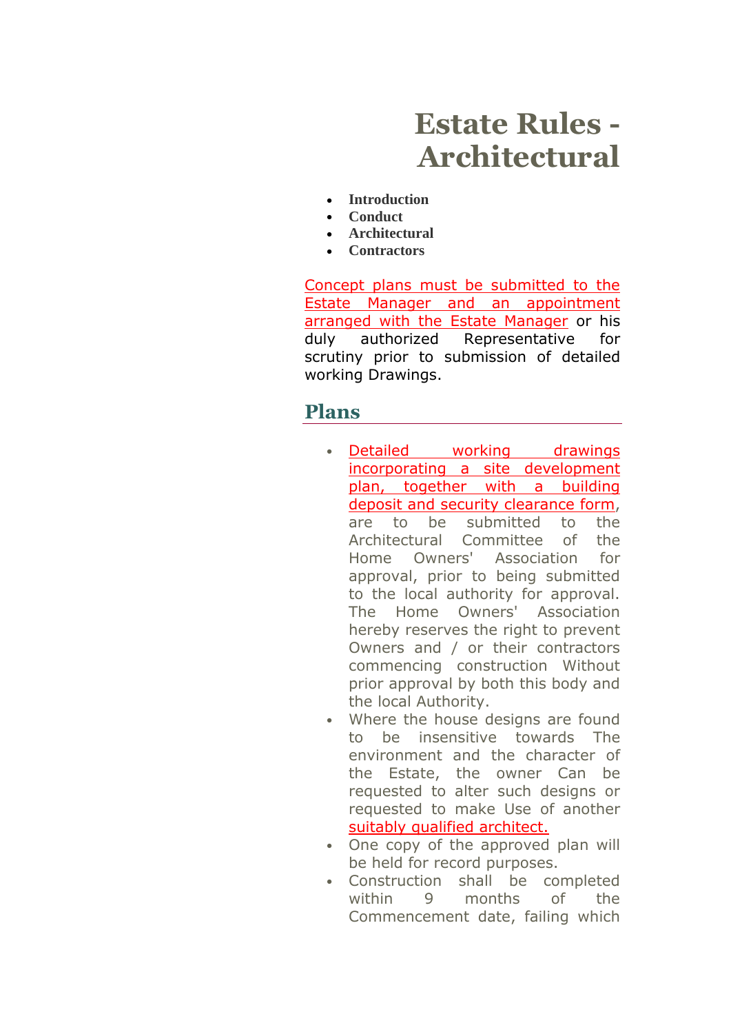# Estate Rules - Architectural

- **Introduction**
- **Conduct**
- **Architectural**
- **Contractors**

Concept plans must be submitted to the Estate Manager and an appointment arranged with the Estate Manager or his duly authorized Representative for scrutiny prior to submission of detailed working Drawings.

## Plans

- Detailed working drawings incorporating a site development plan, together with a building deposit and security clearance form, are to be submitted to the Architectural Committee of the Home Owners' Association for approval, prior to being submitted to the local authority for approval. The Home Owners' Association hereby reserves the right to prevent Owners and / or their contractors commencing construction Without prior approval by both this body and the local Authority.
- Where the house designs are found to be insensitive towards The environment and the character of the Estate, the owner Can be requested to alter such designs or requested to make Use of another suitably qualified architect.
- One copy of the approved plan will be held for record purposes.
- Construction shall be completed within 9 months of the Commencement date, failing which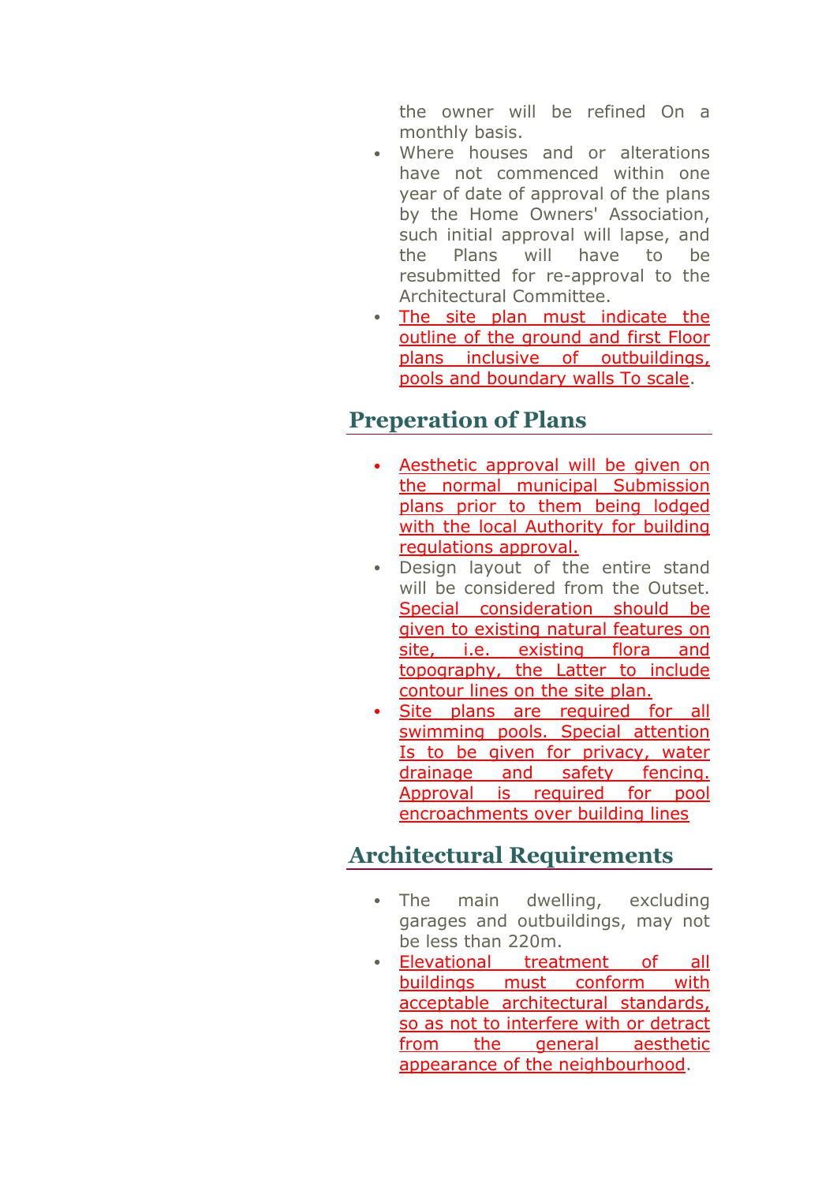the owner will be refined On a monthly basis.

- Where houses and or alterations have not commenced within one year of date of approval of the plans by the Home Owners' Association, such initial approval will lapse, and the Plans will have to be resubmitted for re-approval to the Architectural Committee.
- The site plan must indicate the outline of the ground and first Floor plans inclusive of outbuildings, pools and boundary walls To scale.

## Preperation of Plans

- Aesthetic approval will be given on the normal municipal Submission plans prior to them being lodged with the local Authority for building regulations approval.
- Design layout of the entire stand will be considered from the Outset. Special consideration should be given to existing natural features on site, i.e. existing flora and topography, the Latter to include contour lines on the site plan.
- Site plans are required for all swimming pools. Special attention Is to be given for privacy, water drainage and safety fencing. Approval is required for pool encroachments over building lines

## Architectural Requirements

- The main dwelling, excluding garages and outbuildings, may not be less than 220m.
- Elevational treatment of all buildings must conform with acceptable architectural standards, so as not to interfere with or detract from the general aesthetic appearance of the neighbourhood.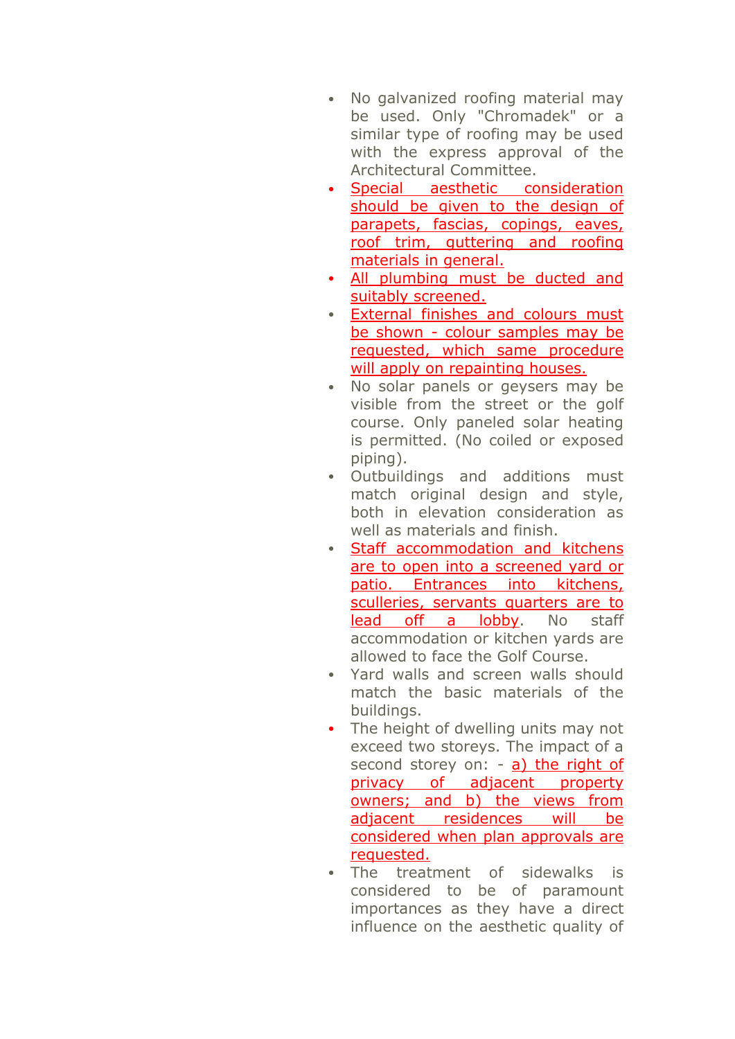- No galvanized roofing material may be used. Only "Chromadek" or a similar type of roofing may be used with the express approval of the Architectural Committee.
- Special aesthetic consideration should be given to the design of parapets, fascias, copings, eaves, roof trim, guttering and roofing materials in general.
- All plumbing must be ducted and suitably screened.
- External finishes and colours must be shown - colour samples may be requested, which same procedure will apply on repainting houses.
- No solar panels or geysers may be visible from the street or the golf course. Only paneled solar heating is permitted. (No coiled or exposed piping).
- Outbuildings and additions must match original design and style, both in elevation consideration as well as materials and finish.
- Staff accommodation and kitchens are to open into a screened yard or patio. Entrances into kitchens, sculleries, servants quarters are to lead off a lobby. No staff accommodation or kitchen yards are allowed to face the Golf Course.
- Yard walls and screen walls should match the basic materials of the buildings.
- The height of dwelling units may not exceed two storeys. The impact of a second storey on: - a) the right of privacy of adjacent property owners; and b) the views from adjacent residences will be considered when plan approvals are requested.
- The treatment of sidewalks is considered to be of paramount importances as they have a direct influence on the aesthetic quality of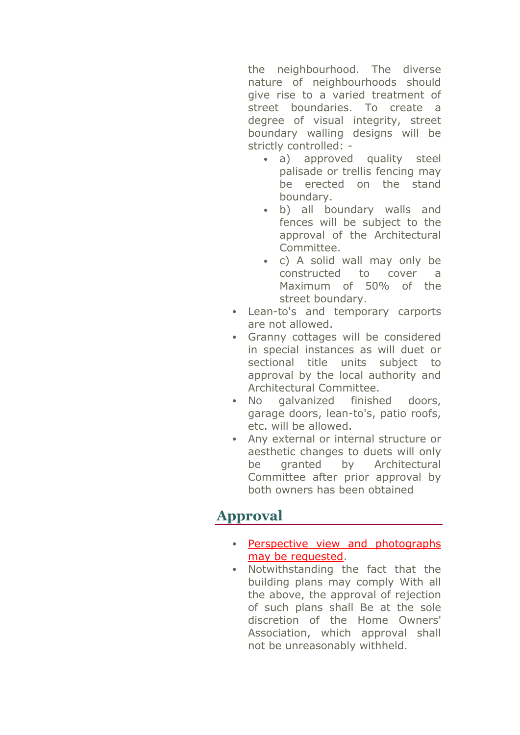the neighbourhood. The diverse nature of neighbourhoods should give rise to a varied treatment of street boundaries. To create a degree of visual integrity, street boundary walling designs will be strictly controlled: -

- a) approved quality steel palisade or trellis fencing may be erected on the stand boundary.
- b) all boundary walls and fences will be subject to the approval of the Architectural Committee.
- c) A solid wall may only be constructed to cover a Maximum of 50% of the street boundary.

- Lean-to's and temporary carports are not allowed.
- Granny cottages will be considered in special instances as will duet or sectional title units subject to approval by the local authority and Architectural Committee.
- No galvanized finished doors, garage doors, lean-to's, patio roofs, etc. will be allowed.
- Any external or internal structure or aesthetic changes to duets will only be granted by Architectural Committee after prior approval by both owners has been obtained

## Approval

- Perspective view and photographs may be requested.
- Notwithstanding the fact that the building plans may comply With all the above, the approval of rejection of such plans shall Be at the sole discretion of the Home Owners' Association, which approval shall not be unreasonably withheld.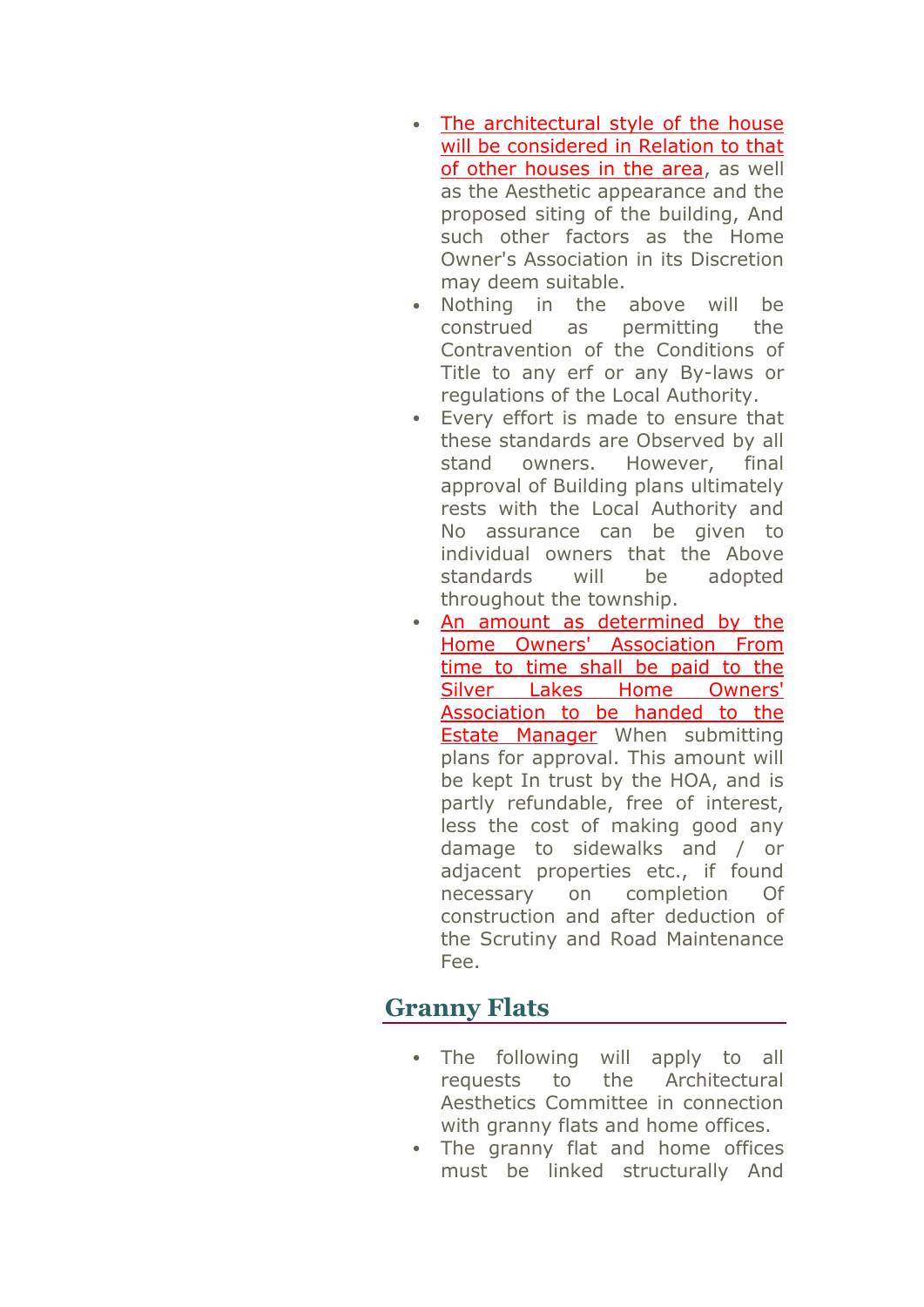- The architectural style of the house will be considered in Relation to that of other houses in the area, as well as the Aesthetic appearance and the proposed siting of the building, And such other factors as the Home Owner's Association in its Discretion may deem suitable.
- Nothing in the above will be construed as permitting the Contravention of the Conditions of Title to any erf or any By-laws or regulations of the Local Authority.
- Every effort is made to ensure that these standards are Observed by all stand owners. However, final approval of Building plans ultimately rests with the Local Authority and No assurance can be given to individual owners that the Above standards will be adopted throughout the township.
- An amount as determined by the Home Owners' Association From time to time shall be paid to the Silver Lakes Home Owners' Association to be handed to the Estate Manager When submitting plans for approval. This amount will be kept In trust by the HOA, and is partly refundable, free of interest, less the cost of making good any damage to sidewalks and / or adjacent properties etc., if found necessary on completion Of construction and after deduction of the Scrutiny and Road Maintenance Fee.

## Granny Flats

- The following will apply to all requests to the Architectural Aesthetics Committee in connection with granny flats and home offices.
- The granny flat and home offices must be linked structurally And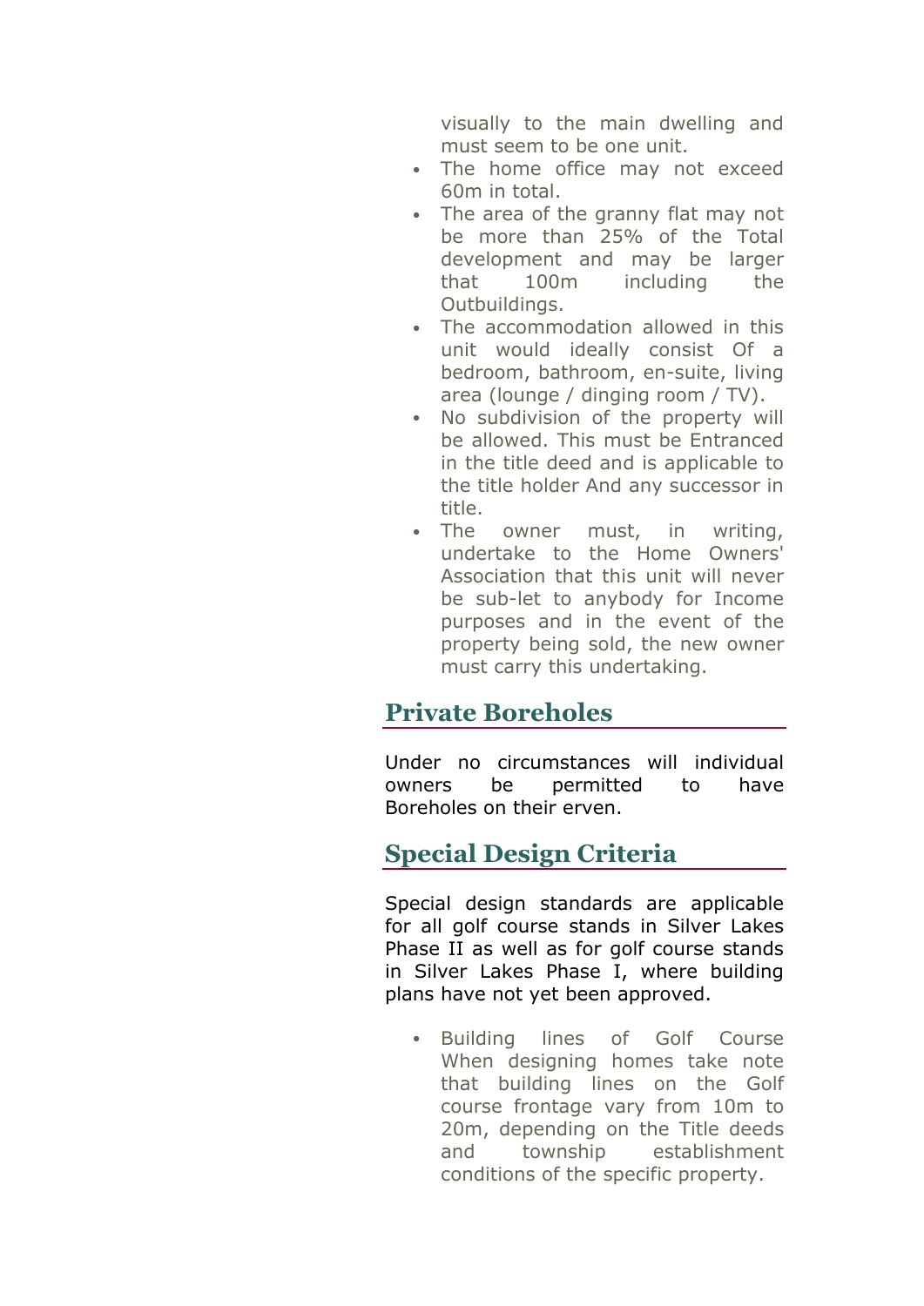visually to the main dwelling and must seem to be one unit.

- The home office may not exceed 60m in total.
- The area of the granny flat may not be more than 25% of the Total development and may be larger that 100m including the Outbuildings.
- The accommodation allowed in this unit would ideally consist Of a bedroom, bathroom, en-suite, living area (lounge / dinging room / TV).
- No subdivision of the property will be allowed. This must be Entranced in the title deed and is applicable to the title holder And any successor in title.
- The owner must, in writing, undertake to the Home Owners' Association that this unit will never be sub-let to anybody for Income purposes and in the event of the property being sold, the new owner must carry this undertaking.

## Private Boreholes

Under no circumstances will individual owners be permitted to have Boreholes on their erven.

## Special Design Criteria

Special design standards are applicable for all golf course stands in Silver Lakes Phase II as well as for golf course stands in Silver Lakes Phase I, where building plans have not yet been approved.

- Building lines of Golf Course When designing homes take note that building lines on the Golf course frontage vary from 10m to 20m, depending on the Title deeds and township establishment conditions of the specific property.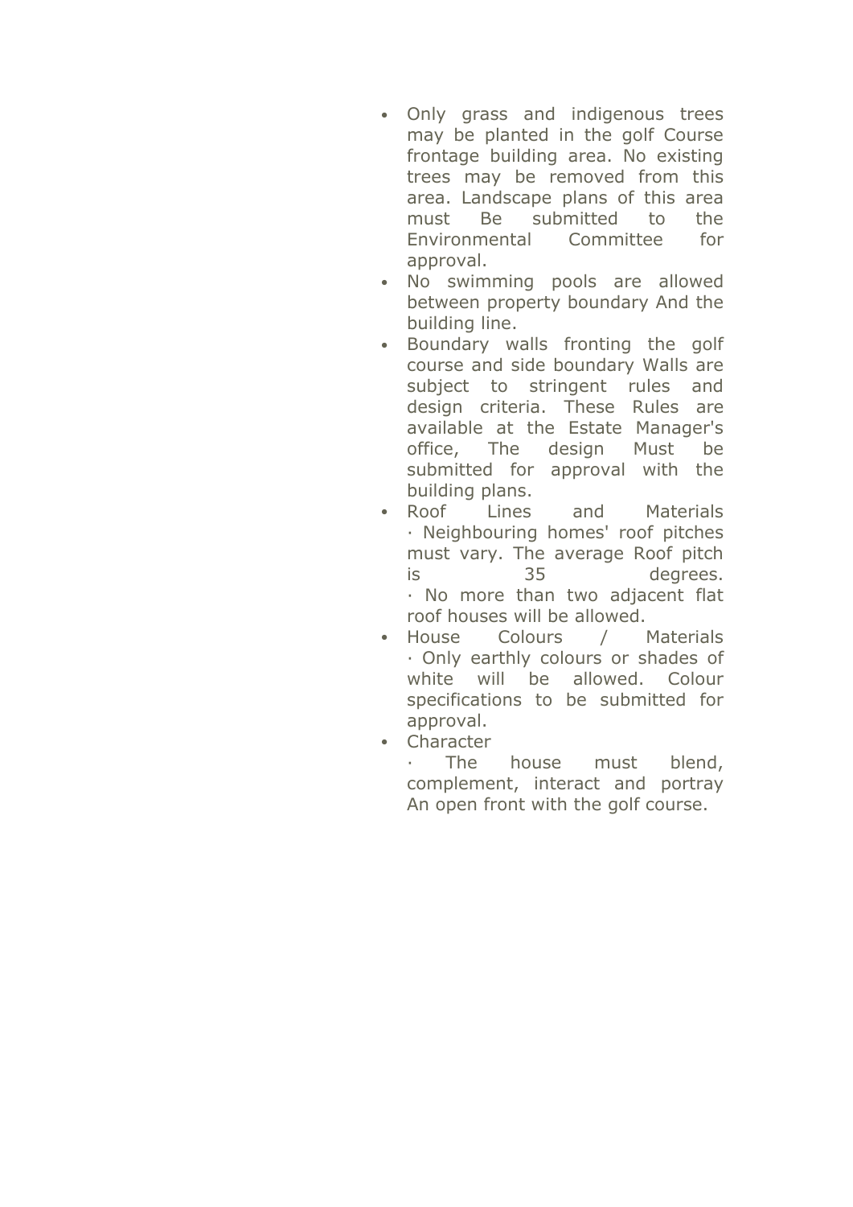- Only grass and indigenous trees may be planted in the golf Course frontage building area. No existing trees may be removed from this area. Landscape plans of this area must Be submitted to the Environmental Committee for approval.
- No swimming pools are allowed between property boundary And the building line.
- Boundary walls fronting the golf course and side boundary Walls are subject to stringent rules and design criteria. These Rules are available at the Estate Manager's office, The design Must be submitted for approval with the building plans.
- Roof Lines and Materials
  · Neighbouring homes' roof pitches must vary. The average Roof pitch is 35 degrees.
  · No more than two adjacent flat roof houses will be allowed.
- House Colours / Materials
  · Only earthly colours or shades of white will be allowed. Colour specifications to be submitted for approval.
- Character
  · The house must blend, complement, interact and portray An open front with the golf course.